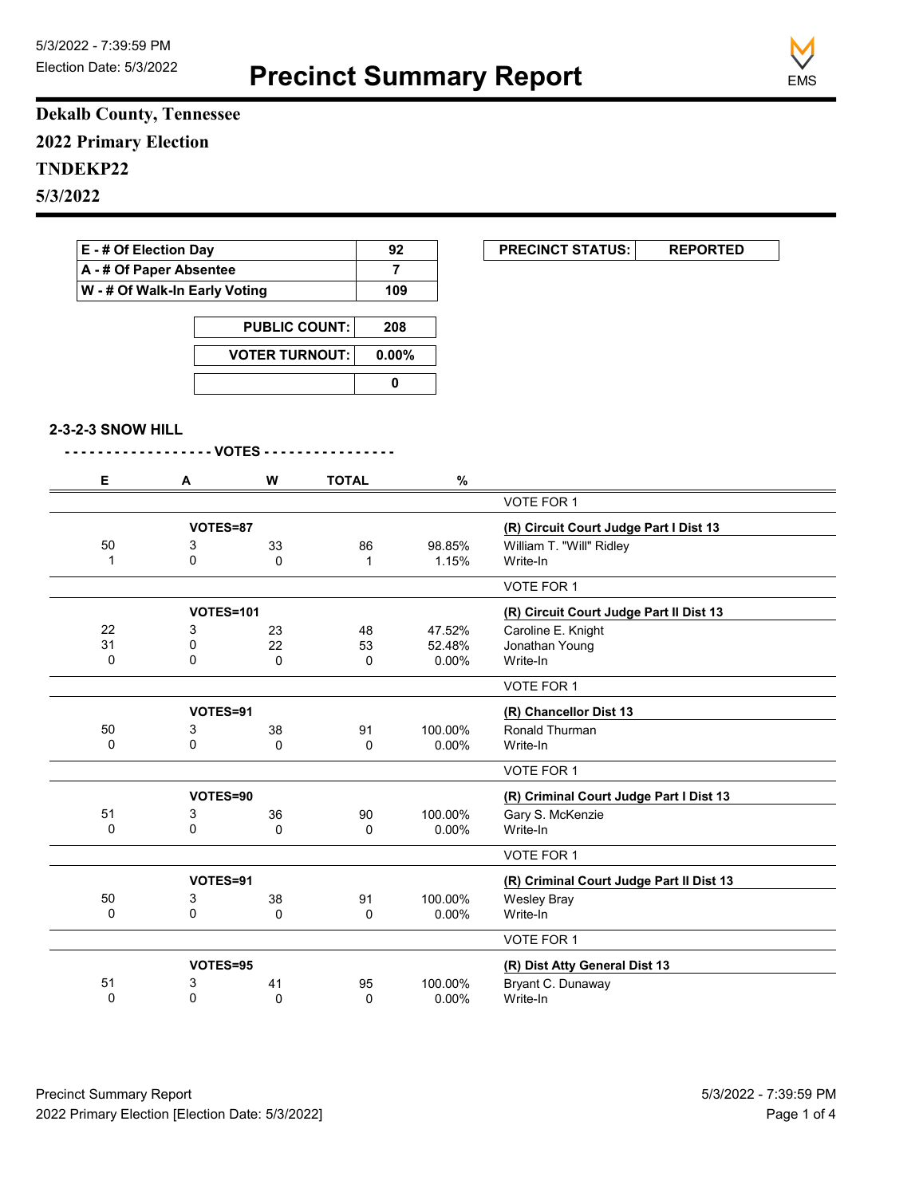5/3/2022 - 7:39:59 PM
Election Date: 5/3/2022

# Precinct Summary Report

EMS

**Dekalb County, Tennessee**

**2022 Primary Election**

**TNDEKP22**

**5/3/2022**

| | |
|---|---|
| E - # Of Election Day | 92 |
| A - # Of Paper Absentee | 7 |
| W - # Of Walk-In Early Voting | 109 |

| | |
|---|---|
| PUBLIC COUNT: | 208 |
| VOTER TURNOUT: | 0.00% |
| | 0 |

| PRECINCT STATUS: | REPORTED |
|---|---|

### 2-3-2-3 SNOW HILL

- - - - - - - - - - - - - - - - - VOTES - - - - - - - - - - - - - - -

| E | A | W | TOTAL | % | |
|---|---|---|---|---|---|
| | | | | | VOTE FOR 1 |
| | VOTES=87 | | | | **(R) Circuit Court Judge Part I Dist 13** |
| 50 | 3 | 33 | 86 | 98.85% | William T. "Will" Ridley |
| 1 | 0 | 0 | 1 | 1.15% | Write-In |
| | | | | | VOTE FOR 1 |
| | VOTES=101 | | | | **(R) Circuit Court Judge Part II Dist 13** |
| 22 | 3 | 23 | 48 | 47.52% | Caroline E. Knight |
| 31 | 0 | 22 | 53 | 52.48% | Jonathan Young |
| 0 | 0 | 0 | 0 | 0.00% | Write-In |
| | | | | | VOTE FOR 1 |
| | VOTES=91 | | | | **(R) Chancellor Dist 13** |
| 50 | 3 | 38 | 91 | 100.00% | Ronald Thurman |
| 0 | 0 | 0 | 0 | 0.00% | Write-In |
| | | | | | VOTE FOR 1 |
| | VOTES=90 | | | | **(R) Criminal Court Judge Part I Dist 13** |
| 51 | 3 | 36 | 90 | 100.00% | Gary S. McKenzie |
| 0 | 0 | 0 | 0 | 0.00% | Write-In |
| | | | | | VOTE FOR 1 |
| | VOTES=91 | | | | **(R) Criminal Court Judge Part II Dist 13** |
| 50 | 3 | 38 | 91 | 100.00% | Wesley Bray |
| 0 | 0 | 0 | 0 | 0.00% | Write-In |
| | | | | | VOTE FOR 1 |
| | VOTES=95 | | | | **(R) Dist Atty General Dist 13** |
| 51 | 3 | 41 | 95 | 100.00% | Bryant C. Dunaway |
| 0 | 0 | 0 | 0 | 0.00% | Write-In |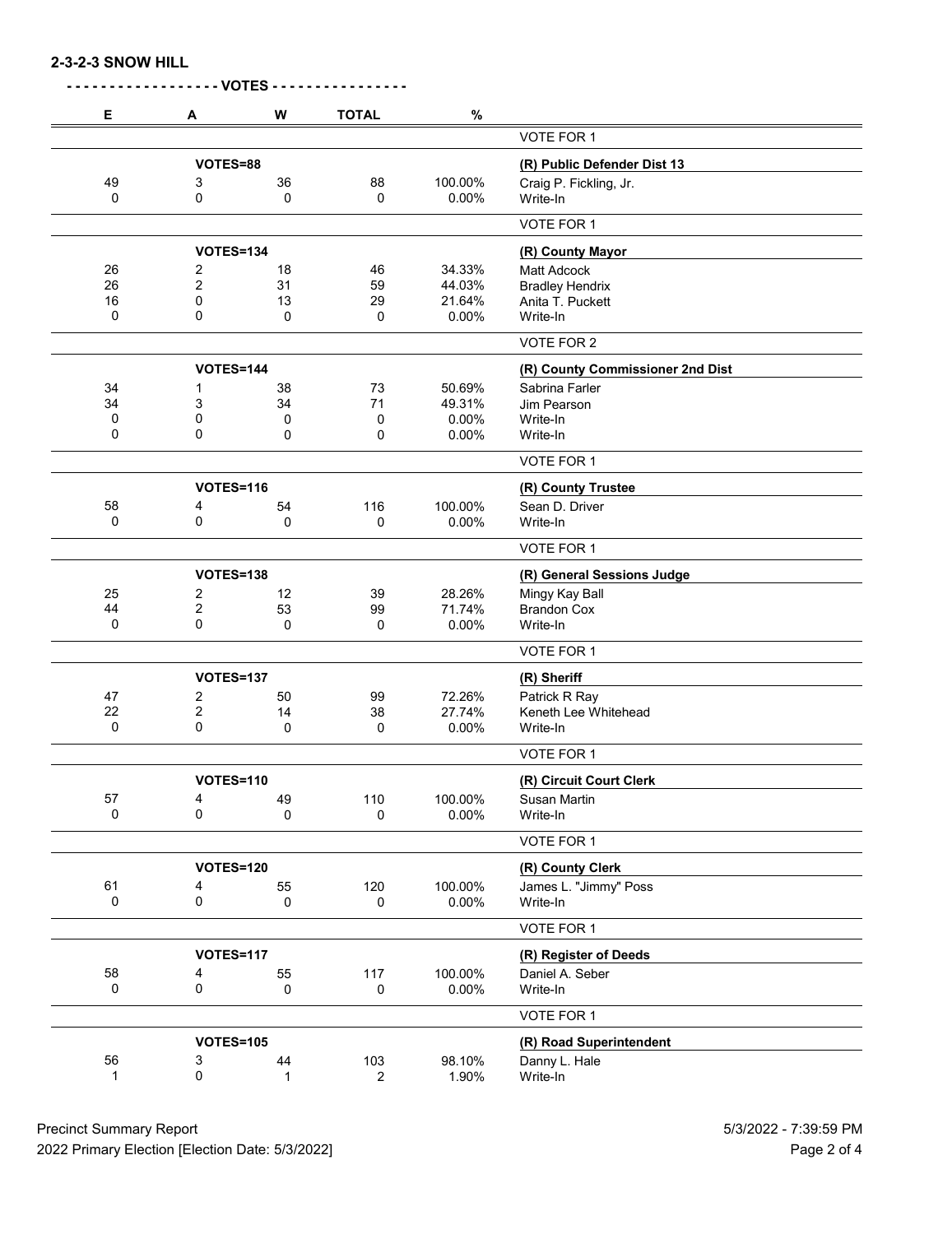**2-3-2-3 SNOW HILL**

**- - - - - - - - - - - - - - - - - VOTES - - - - - - - - - - - - - - -**

| E | A | W | TOTAL | % | |
|---|---|---|---|---|---|
| | | | | | VOTE FOR 1 |
| | VOTES=88 | | | | **(R) Public Defender Dist 13** |
| 49 | 3 | 36 | 88 | 100.00% | Craig P. Fickling, Jr. |
| 0 | 0 | 0 | 0 | 0.00% | Write-In |
| | | | | | VOTE FOR 1 |
| | VOTES=134 | | | | **(R) County Mayor** |
| 26 | 2 | 18 | 46 | 34.33% | Matt Adcock |
| 26 | 2 | 31 | 59 | 44.03% | Bradley Hendrix |
| 16 | 0 | 13 | 29 | 21.64% | Anita T. Puckett |
| 0 | 0 | 0 | 0 | 0.00% | Write-In |
| | | | | | VOTE FOR 2 |
| | VOTES=144 | | | | **(R) County Commissioner 2nd Dist** |
| 34 | 1 | 38 | 73 | 50.69% | Sabrina Farler |
| 34 | 3 | 34 | 71 | 49.31% | Jim Pearson |
| 0 | 0 | 0 | 0 | 0.00% | Write-In |
| 0 | 0 | 0 | 0 | 0.00% | Write-In |
| | | | | | VOTE FOR 1 |
| | VOTES=116 | | | | **(R) County Trustee** |
| 58 | 4 | 54 | 116 | 100.00% | Sean D. Driver |
| 0 | 0 | 0 | 0 | 0.00% | Write-In |
| | | | | | VOTE FOR 1 |
| | VOTES=138 | | | | **(R) General Sessions Judge** |
| 25 | 2 | 12 | 39 | 28.26% | Mingy Kay Ball |
| 44 | 2 | 53 | 99 | 71.74% | Brandon Cox |
| 0 | 0 | 0 | 0 | 0.00% | Write-In |
| | | | | | VOTE FOR 1 |
| | VOTES=137 | | | | **(R) Sheriff** |
| 47 | 2 | 50 | 99 | 72.26% | Patrick R Ray |
| 22 | 2 | 14 | 38 | 27.74% | Keneth Lee Whitehead |
| 0 | 0 | 0 | 0 | 0.00% | Write-In |
| | | | | | VOTE FOR 1 |
| | VOTES=110 | | | | **(R) Circuit Court Clerk** |
| 57 | 4 | 49 | 110 | 100.00% | Susan Martin |
| 0 | 0 | 0 | 0 | 0.00% | Write-In |
| | | | | | VOTE FOR 1 |
| | VOTES=120 | | | | **(R) County Clerk** |
| 61 | 4 | 55 | 120 | 100.00% | James L. "Jimmy" Poss |
| 0 | 0 | 0 | 0 | 0.00% | Write-In |
| | | | | | VOTE FOR 1 |
| | VOTES=117 | | | | **(R) Register of Deeds** |
| 58 | 4 | 55 | 117 | 100.00% | Daniel A. Seber |
| 0 | 0 | 0 | 0 | 0.00% | Write-In |
| | | | | | VOTE FOR 1 |
| | VOTES=105 | | | | **(R) Road Superintendent** |
| 56 | 3 | 44 | 103 | 98.10% | Danny L. Hale |
| 1 | 0 | 1 | 2 | 1.90% | Write-In |

Precinct Summary Report
2022 Primary Election [Election Date: 5/3/2022]
5/3/2022 - 7:39:59 PM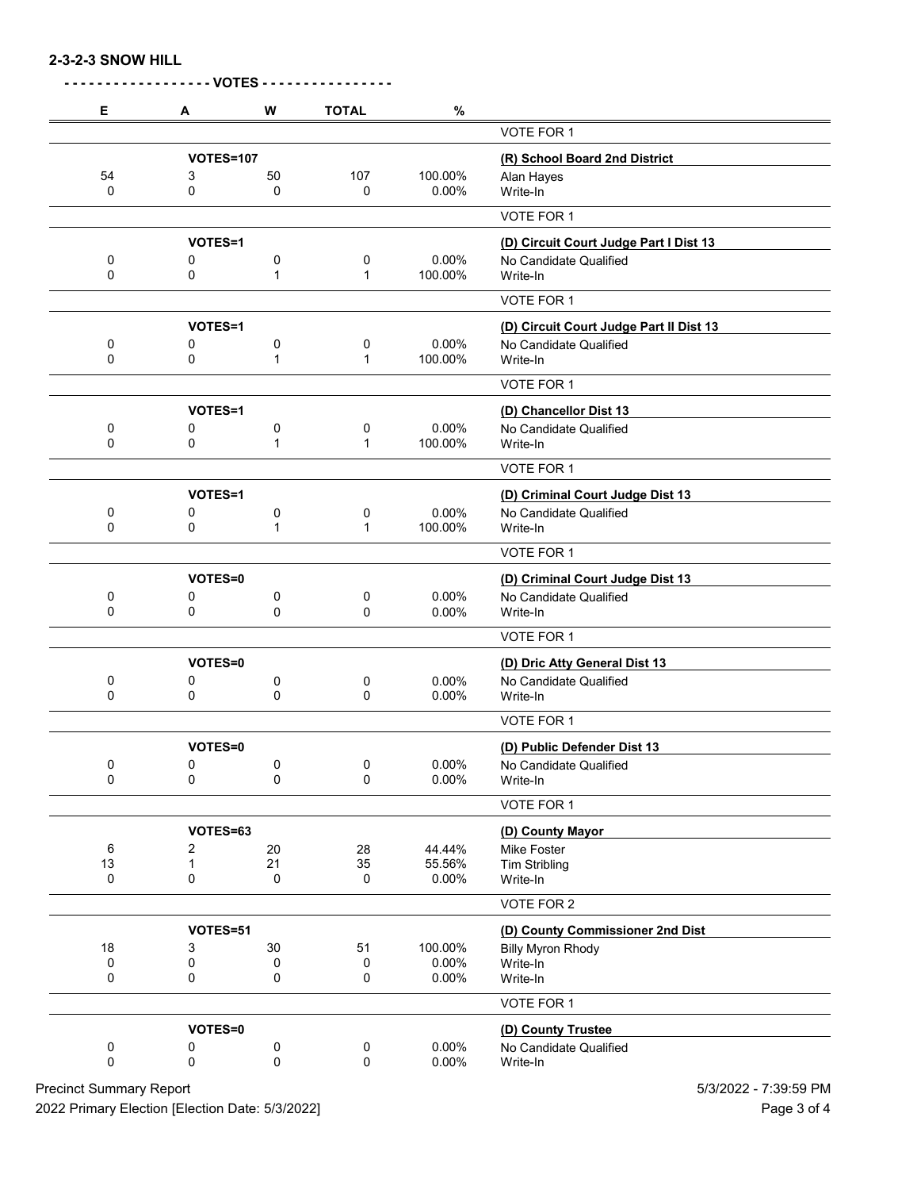**2-3-2-3 SNOW HILL**

**- - - - - - - - - - - - - - - - - - VOTES - - - - - - - - - - - - - - - -**

| E | A | W | TOTAL | % | |
|---|---|---|---|---|---|
| | | | | | VOTE FOR 1 |
| | **VOTES=107** | | | | **(R) School Board 2nd District** |
| 54 | 3 | 50 | 107 | 100.00% | Alan Hayes |
| 0 | 0 | 0 | 0 | 0.00% | Write-In |
| | | | | | VOTE FOR 1 |
| | **VOTES=1** | | | | **(D) Circuit Court Judge Part I Dist 13** |
| 0 | 0 | 0 | 0 | 0.00% | No Candidate Qualified |
| 0 | 0 | 1 | 1 | 100.00% | Write-In |
| | | | | | VOTE FOR 1 |
| | **VOTES=1** | | | | **(D) Circuit Court Judge Part II Dist 13** |
| 0 | 0 | 0 | 0 | 0.00% | No Candidate Qualified |
| 0 | 0 | 1 | 1 | 100.00% | Write-In |
| | | | | | VOTE FOR 1 |
| | **VOTES=1** | | | | **(D) Chancellor Dist 13** |
| 0 | 0 | 0 | 0 | 0.00% | No Candidate Qualified |
| 0 | 0 | 1 | 1 | 100.00% | Write-In |
| | | | | | VOTE FOR 1 |
| | **VOTES=1** | | | | **(D) Criminal Court Judge Dist 13** |
| 0 | 0 | 0 | 0 | 0.00% | No Candidate Qualified |
| 0 | 0 | 1 | 1 | 100.00% | Write-In |
| | | | | | VOTE FOR 1 |
| | **VOTES=0** | | | | **(D) Criminal Court Judge Dist 13** |
| 0 | 0 | 0 | 0 | 0.00% | No Candidate Qualified |
| 0 | 0 | 0 | 0 | 0.00% | Write-In |
| | | | | | VOTE FOR 1 |
| | **VOTES=0** | | | | **(D) Dric Atty General Dist 13** |
| 0 | 0 | 0 | 0 | 0.00% | No Candidate Qualified |
| 0 | 0 | 0 | 0 | 0.00% | Write-In |
| | | | | | VOTE FOR 1 |
| | **VOTES=0** | | | | **(D) Public Defender Dist 13** |
| 0 | 0 | 0 | 0 | 0.00% | No Candidate Qualified |
| 0 | 0 | 0 | 0 | 0.00% | Write-In |
| | | | | | VOTE FOR 1 |
| | **VOTES=63** | | | | **(D) County Mayor** |
| 6 | 2 | 20 | 28 | 44.44% | Mike Foster |
| 13 | 1 | 21 | 35 | 55.56% | Tim Stribling |
| 0 | 0 | 0 | 0 | 0.00% | Write-In |
| | | | | | VOTE FOR 2 |
| | **VOTES=51** | | | | **(D) County Commissioner 2nd Dist** |
| 18 | 3 | 30 | 51 | 100.00% | Billy Myron Rhody |
| 0 | 0 | 0 | 0 | 0.00% | Write-In |
| 0 | 0 | 0 | 0 | 0.00% | Write-In |
| | | | | | VOTE FOR 1 |
| | **VOTES=0** | | | | **(D) County Trustee** |
| 0 | 0 | 0 | 0 | 0.00% | No Candidate Qualified |
| 0 | 0 | 0 | 0 | 0.00% | Write-In |

Precinct Summary Report — 5/3/2022 - 7:39:59 PM

2022 Primary Election [Election Date: 5/3/2022]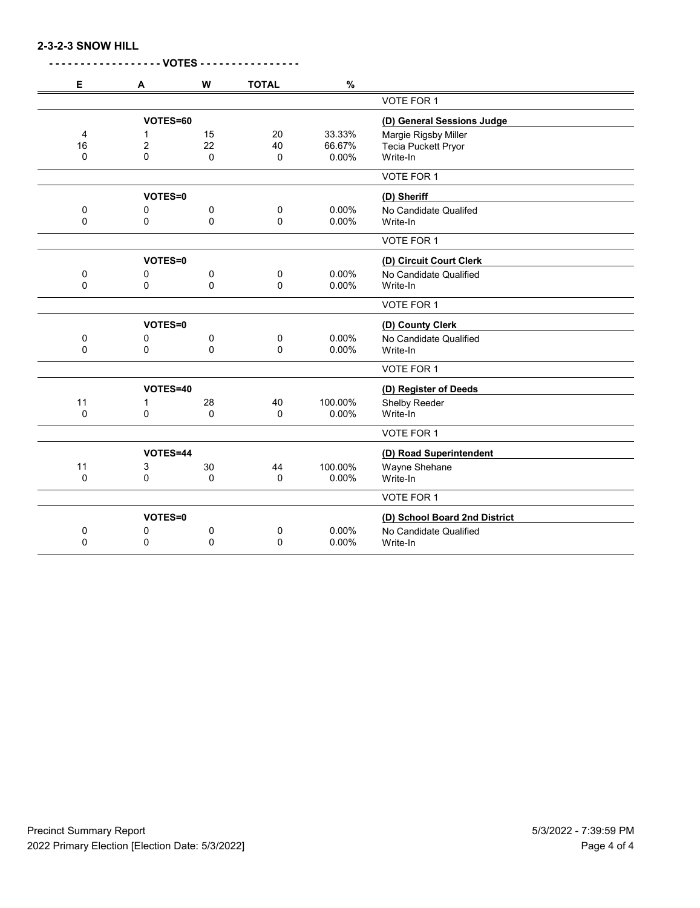**2-3-2-3 SNOW HILL**

- - - - - - - - - - - - - - - - - VOTES - - - - - - - - - - - - - - -

| E | A | W | TOTAL | % | |
|---|---|---|---|---|---|
| | | | | | VOTE FOR 1 |
| | VOTES=60 | | | | **(D) General Sessions Judge** |
| 4 | 1 | 15 | 20 | 33.33% | Margie Rigsby Miller |
| 16 | 2 | 22 | 40 | 66.67% | Tecia Puckett Pryor |
| 0 | 0 | 0 | 0 | 0.00% | Write-In |
| | | | | | VOTE FOR 1 |
| | VOTES=0 | | | | **(D) Sheriff** |
| 0 | 0 | 0 | 0 | 0.00% | No Candidate Qualifed |
| 0 | 0 | 0 | 0 | 0.00% | Write-In |
| | | | | | VOTE FOR 1 |
| | VOTES=0 | | | | **(D) Circuit Court Clerk** |
| 0 | 0 | 0 | 0 | 0.00% | No Candidate Qualified |
| 0 | 0 | 0 | 0 | 0.00% | Write-In |
| | | | | | VOTE FOR 1 |
| | VOTES=0 | | | | **(D) County Clerk** |
| 0 | 0 | 0 | 0 | 0.00% | No Candidate Qualified |
| 0 | 0 | 0 | 0 | 0.00% | Write-In |
| | | | | | VOTE FOR 1 |
| | VOTES=40 | | | | **(D) Register of Deeds** |
| 11 | 1 | 28 | 40 | 100.00% | Shelby Reeder |
| 0 | 0 | 0 | 0 | 0.00% | Write-In |
| | | | | | VOTE FOR 1 |
| | VOTES=44 | | | | **(D) Road Superintendent** |
| 11 | 3 | 30 | 44 | 100.00% | Wayne Shehane |
| 0 | 0 | 0 | 0 | 0.00% | Write-In |
| | | | | | VOTE FOR 1 |
| | VOTES=0 | | | | **(D) School Board 2nd District** |
| 0 | 0 | 0 | 0 | 0.00% | No Candidate Qualified |
| 0 | 0 | 0 | 0 | 0.00% | Write-In |